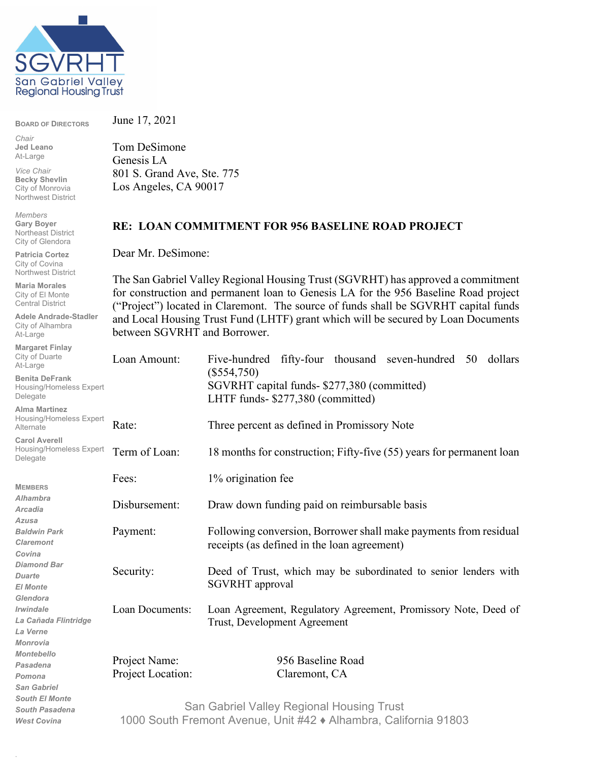SGVRHT
San Gabriel Valley Regional Housing Trust

**BOARD OF DIRECTORS**

*Chair*
**Jed Leano**
At-Large

*Vice Chair*
**Becky Shevlin**
City of Monrovia
Northwest District

*Members*
**Gary Boyer**
Northeast District
City of Glendora

**Patricia Cortez**
City of Covina
Northwest District

**Maria Morales**
City of El Monte
Central District

**Adele Andrade-Stadler**
City of Alhambra
At-Large

**Margaret Finlay**
City of Duarte
At-Large

**Benita DeFrank**
Housing/Homeless Expert
Delegate

**Alma Martinez**
Housing/Homeless Expert
Alternate

**Carol Averell**
Housing/Homeless Expert
Delegate

**MEMBERS**
*Alhambra*
*Arcadia*
*Azusa*
*Baldwin Park*
*Claremont*
*Covina*
*Diamond Bar*
*Duarte*
*El Monte*
*Glendora*
*Irwindale*
*La Cañada Flintridge*
*La Verne*
*Monrovia*
*Montebello*
*Pasadena*
*Pomona*
*San Gabriel*
*South El Monte*
*South Pasadena*
*West Covina*

June 17, 2021

Tom DeSimone
Genesis LA
801 S. Grand Ave, Ste. 775
Los Angeles, CA 90017

**RE: LOAN COMMITMENT FOR 956 BASELINE ROAD PROJECT**

Dear Mr. DeSimone:

The San Gabriel Valley Regional Housing Trust (SGVRHT) has approved a commitment for construction and permanent loan to Genesis LA for the 956 Baseline Road project ("Project") located in Claremont. The source of funds shall be SGVRHT capital funds and Local Housing Trust Fund (LHTF) grant which will be secured by Loan Documents between SGVRHT and Borrower.

| | |
|---|---|
| Loan Amount: | Five-hundred fifty-four thousand seven-hundred 50 dollars ($554,750)<br>SGVRHT capital funds- $277,380 (committed)<br>LHTF funds- $277,380 (committed) |
| Rate: | Three percent as defined in Promissory Note |
| Term of Loan: | 18 months for construction; Fifty-five (55) years for permanent loan |
| Fees: | 1% origination fee |
| Disbursement: | Draw down funding paid on reimbursable basis |
| Payment: | Following conversion, Borrower shall make payments from residual receipts (as defined in the loan agreement) |
| Security: | Deed of Trust, which may be subordinated to senior lenders with SGVRHT approval |
| Loan Documents: | Loan Agreement, Regulatory Agreement, Promissory Note, Deed of Trust, Development Agreement |

| | |
|---|---|
| Project Name: | 956 Baseline Road |
| Project Location: | Claremont, CA |

San Gabriel Valley Regional Housing Trust
1000 South Fremont Avenue, Unit #42 ♦ Alhambra, California 91803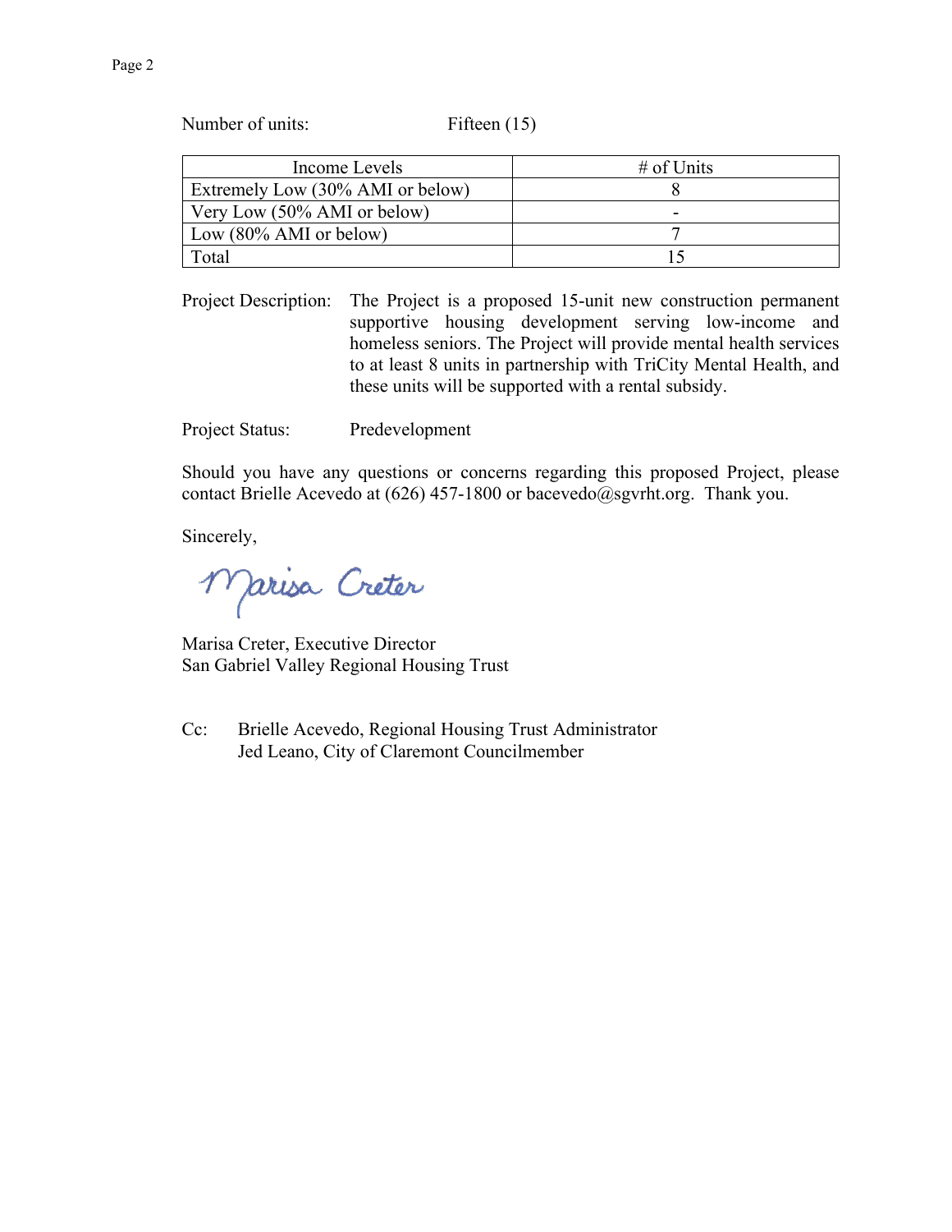Number of units: Fifteen (15)

| Income Levels | # of Units |
|---|---|
| Extremely Low (30% AMI or below) | 8 |
| Very Low (50% AMI or below) | - |
| Low (80% AMI or below) | 7 |
| Total | 15 |

Project Description: The Project is a proposed 15-unit new construction permanent supportive housing development serving low-income and homeless seniors. The Project will provide mental health services to at least 8 units in partnership with TriCity Mental Health, and these units will be supported with a rental subsidy.

Project Status: Predevelopment

Should you have any questions or concerns regarding this proposed Project, please contact Brielle Acevedo at (626) 457-1800 or bacevedo@sgvrht.org. Thank you.

Sincerely,

Marisa Creter

Marisa Creter, Executive Director
San Gabriel Valley Regional Housing Trust

Cc: Brielle Acevedo, Regional Housing Trust Administrator
Jed Leano, City of Claremont Councilmember